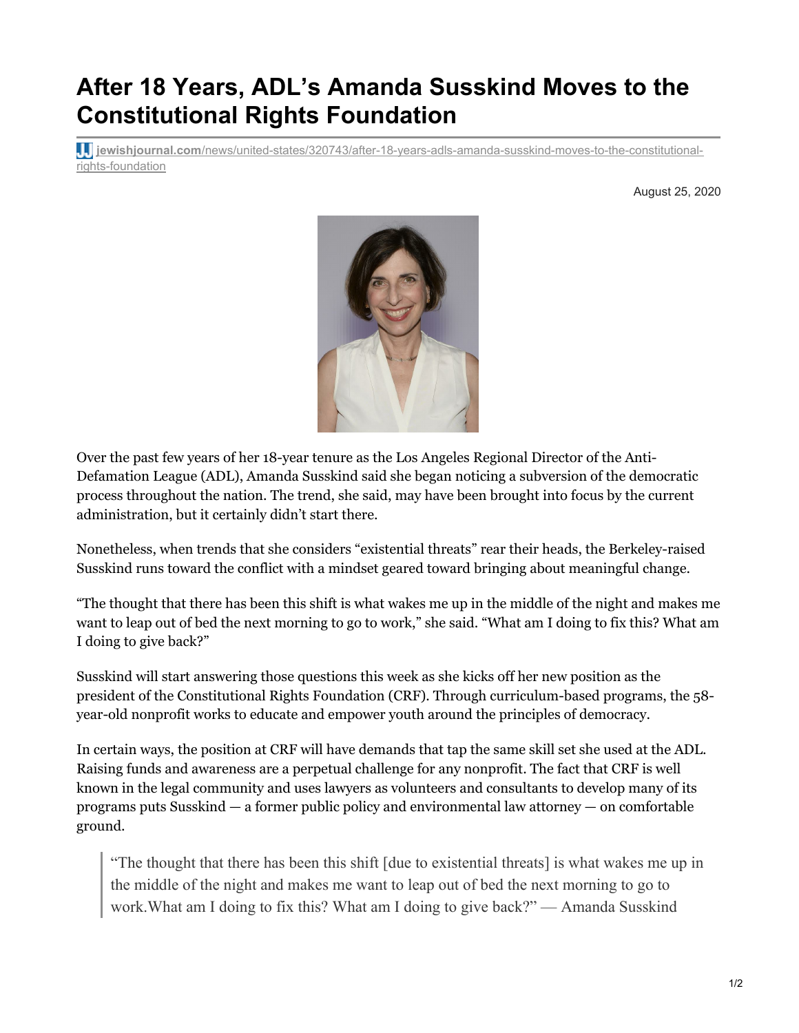# After 18 Years, ADL's Amanda Susskind Moves to the Constitutional Rights Foundation

jewishjournal.com/news/united-states/320743/after-18-years-adls-amanda-susskind-moves-to-the-constitutional-rights-foundation

August 25, 2020

Over the past few years of her 18-year tenure as the Los Angeles Regional Director of the Anti-Defamation League (ADL), Amanda Susskind said she began noticing a subversion of the democratic process throughout the nation. The trend, she said, may have been brought into focus by the current administration, but it certainly didn't start there.

Nonetheless, when trends that she considers "existential threats" rear their heads, the Berkeley-raised Susskind runs toward the conflict with a mindset geared toward bringing about meaningful change.

"The thought that there has been this shift is what wakes me up in the middle of the night and makes me want to leap out of bed the next morning to go to work," she said. "What am I doing to fix this? What am I doing to give back?"

Susskind will start answering those questions this week as she kicks off her new position as the president of the Constitutional Rights Foundation (CRF). Through curriculum-based programs, the 58-year-old nonprofit works to educate and empower youth around the principles of democracy.

In certain ways, the position at CRF will have demands that tap the same skill set she used at the ADL. Raising funds and awareness are a perpetual challenge for any nonprofit. The fact that CRF is well known in the legal community and uses lawyers as volunteers and consultants to develop many of its programs puts Susskind — a former public policy and environmental law attorney — on comfortable ground.

> "The thought that there has been this shift [due to existential threats] is what wakes me up in the middle of the night and makes me want to leap out of bed the next morning to go to work.What am I doing to fix this? What am I doing to give back?" — Amanda Susskind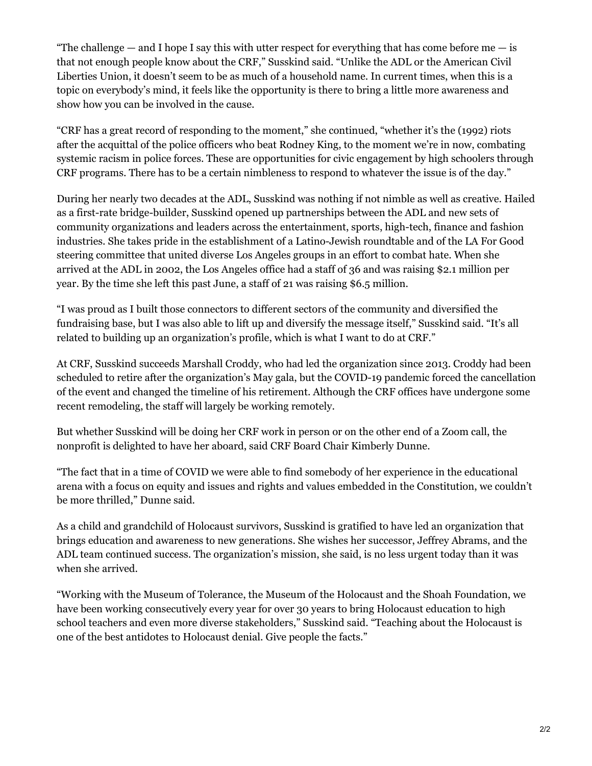"The challenge — and I hope I say this with utter respect for everything that has come before me — is that not enough people know about the CRF," Susskind said. "Unlike the ADL or the American Civil Liberties Union, it doesn't seem to be as much of a household name. In current times, when this is a topic on everybody's mind, it feels like the opportunity is there to bring a little more awareness and show how you can be involved in the cause.

"CRF has a great record of responding to the moment," she continued, "whether it's the (1992) riots after the acquittal of the police officers who beat Rodney King, to the moment we're in now, combating systemic racism in police forces. These are opportunities for civic engagement by high schoolers through CRF programs. There has to be a certain nimbleness to respond to whatever the issue is of the day."

During her nearly two decades at the ADL, Susskind was nothing if not nimble as well as creative. Hailed as a first-rate bridge-builder, Susskind opened up partnerships between the ADL and new sets of community organizations and leaders across the entertainment, sports, high-tech, finance and fashion industries. She takes pride in the establishment of a Latino-Jewish roundtable and of the LA For Good steering committee that united diverse Los Angeles groups in an effort to combat hate. When she arrived at the ADL in 2002, the Los Angeles office had a staff of 36 and was raising $2.1 million per year. By the time she left this past June, a staff of 21 was raising $6.5 million.

"I was proud as I built those connectors to different sectors of the community and diversified the fundraising base, but I was also able to lift up and diversify the message itself," Susskind said. "It's all related to building up an organization's profile, which is what I want to do at CRF."

At CRF, Susskind succeeds Marshall Croddy, who had led the organization since 2013. Croddy had been scheduled to retire after the organization's May gala, but the COVID-19 pandemic forced the cancellation of the event and changed the timeline of his retirement. Although the CRF offices have undergone some recent remodeling, the staff will largely be working remotely.

But whether Susskind will be doing her CRF work in person or on the other end of a Zoom call, the nonprofit is delighted to have her aboard, said CRF Board Chair Kimberly Dunne.

"The fact that in a time of COVID we were able to find somebody of her experience in the educational arena with a focus on equity and issues and rights and values embedded in the Constitution, we couldn't be more thrilled," Dunne said.

As a child and grandchild of Holocaust survivors, Susskind is gratified to have led an organization that brings education and awareness to new generations. She wishes her successor, Jeffrey Abrams, and the ADL team continued success. The organization's mission, she said, is no less urgent today than it was when she arrived.

"Working with the Museum of Tolerance, the Museum of the Holocaust and the Shoah Foundation, we have been working consecutively every year for over 30 years to bring Holocaust education to high school teachers and even more diverse stakeholders," Susskind said. "Teaching about the Holocaust is one of the best antidotes to Holocaust denial. Give people the facts."